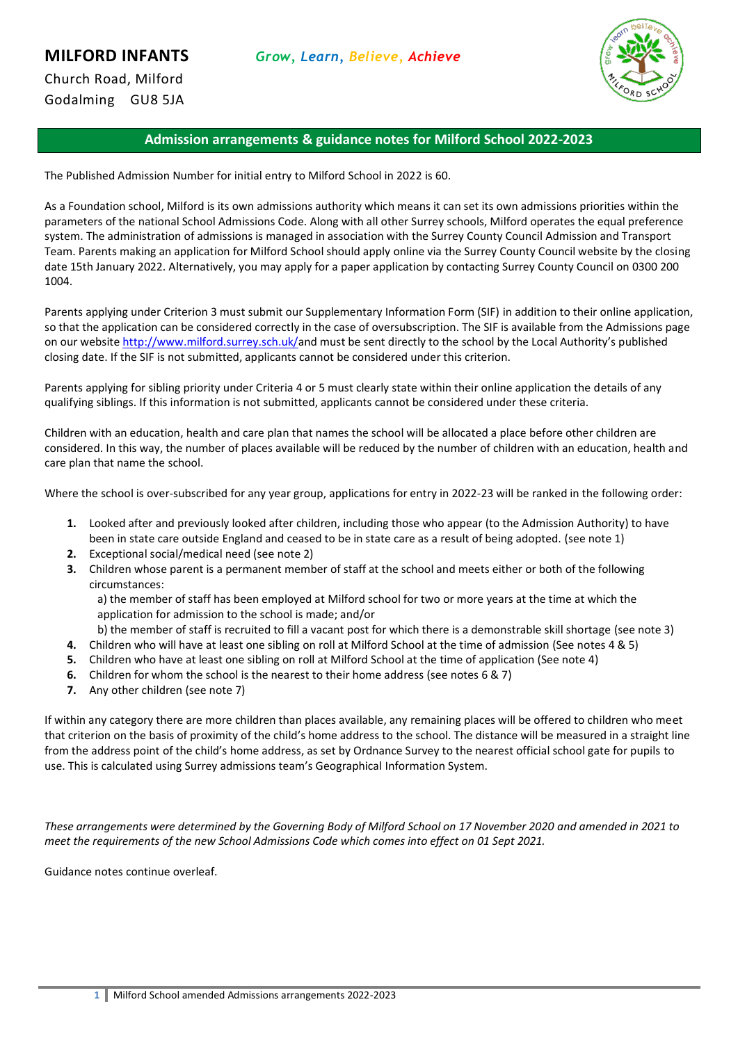**MILFORD INFANTS** *Grow, Learn, Believe, Achieve*

Church Road, Milford
Godalming GU8 5JA

## Admission arrangements & guidance notes for Milford School 2022-2023

The Published Admission Number for initial entry to Milford School in 2022 is 60.

As a Foundation school, Milford is its own admissions authority which means it can set its own admissions priorities within the parameters of the national School Admissions Code. Along with all other Surrey schools, Milford operates the equal preference system. The administration of admissions is managed in association with the Surrey County Council Admission and Transport Team. Parents making an application for Milford School should apply online via the Surrey County Council website by the closing date 15th January 2022. Alternatively, you may apply for a paper application by contacting Surrey County Council on 0300 200 1004.

Parents applying under Criterion 3 must submit our Supplementary Information Form (SIF) in addition to their online application, so that the application can be considered correctly in the case of oversubscription. The SIF is available from the Admissions page on our website http://www.milford.surrey.sch.uk/and must be sent directly to the school by the Local Authority's published closing date. If the SIF is not submitted, applicants cannot be considered under this criterion.

Parents applying for sibling priority under Criteria 4 or 5 must clearly state within their online application the details of any qualifying siblings. If this information is not submitted, applicants cannot be considered under these criteria.

Children with an education, health and care plan that names the school will be allocated a place before other children are considered. In this way, the number of places available will be reduced by the number of children with an education, health and care plan that name the school.

Where the school is over-subscribed for any year group, applications for entry in 2022-23 will be ranked in the following order:

1. Looked after and previously looked after children, including those who appear (to the Admission Authority) to have been in state care outside England and ceased to be in state care as a result of being adopted. (see note 1)
2. Exceptional social/medical need (see note 2)
3. Children whose parent is a permanent member of staff at the school and meets either or both of the following circumstances:
   a) the member of staff has been employed at Milford school for two or more years at the time at which the application for admission to the school is made; and/or
   b) the member of staff is recruited to fill a vacant post for which there is a demonstrable skill shortage (see note 3)
4. Children who will have at least one sibling on roll at Milford School at the time of admission (See notes 4 & 5)
5. Children who have at least one sibling on roll at Milford School at the time of application (See note 4)
6. Children for whom the school is the nearest to their home address (see notes 6 & 7)
7. Any other children (see note 7)

If within any category there are more children than places available, any remaining places will be offered to children who meet that criterion on the basis of proximity of the child's home address to the school. The distance will be measured in a straight line from the address point of the child's home address, as set by Ordnance Survey to the nearest official school gate for pupils to use. This is calculated using Surrey admissions team's Geographical Information System.

*These arrangements were determined by the Governing Body of Milford School on 17 November 2020 and amended in 2021 to meet the requirements of the new School Admissions Code which comes into effect on 01 Sept 2021.*

Guidance notes continue overleaf.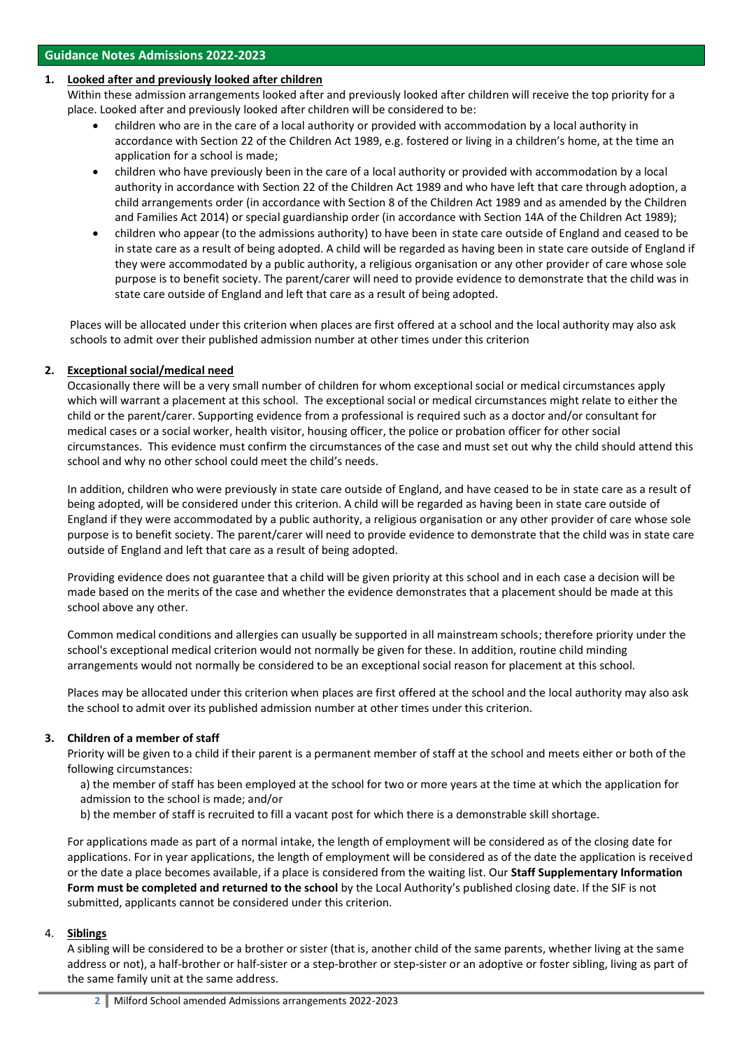## Guidance Notes Admissions 2022-2023

1. **Looked after and previously looked after children**

   Within these admission arrangements looked after and previously looked after children will receive the top priority for a place. Looked after and previously looked after children will be considered to be:

   - children who are in the care of a local authority or provided with accommodation by a local authority in accordance with Section 22 of the Children Act 1989, e.g. fostered or living in a children's home, at the time an application for a school is made;
   - children who have previously been in the care of a local authority or provided with accommodation by a local authority in accordance with Section 22 of the Children Act 1989 and who have left that care through adoption, a child arrangements order (in accordance with Section 8 of the Children Act 1989 and as amended by the Children and Families Act 2014) or special guardianship order (in accordance with Section 14A of the Children Act 1989);
   - children who appear (to the admissions authority) to have been in state care outside of England and ceased to be in state care as a result of being adopted. A child will be regarded as having been in state care outside of England if they were accommodated by a public authority, a religious organisation or any other provider of care whose sole purpose is to benefit society. The parent/carer will need to provide evidence to demonstrate that the child was in state care outside of England and left that care as a result of being adopted.

   Places will be allocated under this criterion when places are first offered at a school and the local authority may also ask schools to admit over their published admission number at other times under this criterion

2. **Exceptional social/medical need**

   Occasionally there will be a very small number of children for whom exceptional social or medical circumstances apply which will warrant a placement at this school. The exceptional social or medical circumstances might relate to either the child or the parent/carer. Supporting evidence from a professional is required such as a doctor and/or consultant for medical cases or a social worker, health visitor, housing officer, the police or probation officer for other social circumstances. This evidence must confirm the circumstances of the case and must set out why the child should attend this school and why no other school could meet the child's needs.

   In addition, children who were previously in state care outside of England, and have ceased to be in state care as a result of being adopted, will be considered under this criterion. A child will be regarded as having been in state care outside of England if they were accommodated by a public authority, a religious organisation or any other provider of care whose sole purpose is to benefit society. The parent/carer will need to provide evidence to demonstrate that the child was in state care outside of England and left that care as a result of being adopted.

   Providing evidence does not guarantee that a child will be given priority at this school and in each case a decision will be made based on the merits of the case and whether the evidence demonstrates that a placement should be made at this school above any other.

   Common medical conditions and allergies can usually be supported in all mainstream schools; therefore priority under the school's exceptional medical criterion would not normally be given for these. In addition, routine child minding arrangements would not normally be considered to be an exceptional social reason for placement at this school.

   Places may be allocated under this criterion when places are first offered at the school and the local authority may also ask the school to admit over its published admission number at other times under this criterion.

3. **Children of a member of staff**

   Priority will be given to a child if their parent is a permanent member of staff at the school and meets either or both of the following circumstances:

   a) the member of staff has been employed at the school for two or more years at the time at which the application for admission to the school is made; and/or

   b) the member of staff is recruited to fill a vacant post for which there is a demonstrable skill shortage.

   For applications made as part of a normal intake, the length of employment will be considered as of the closing date for applications. For in year applications, the length of employment will be considered as of the date the application is received or the date a place becomes available, if a place is considered from the waiting list. Our **Staff Supplementary Information Form must be completed and returned to the school** by the Local Authority's published closing date. If the SIF is not submitted, applicants cannot be considered under this criterion.

4. **Siblings**

   A sibling will be considered to be a brother or sister (that is, another child of the same parents, whether living at the same address or not), a half-brother or half-sister or a step-brother or step-sister or an adoptive or foster sibling, living as part of the same family unit at the same address.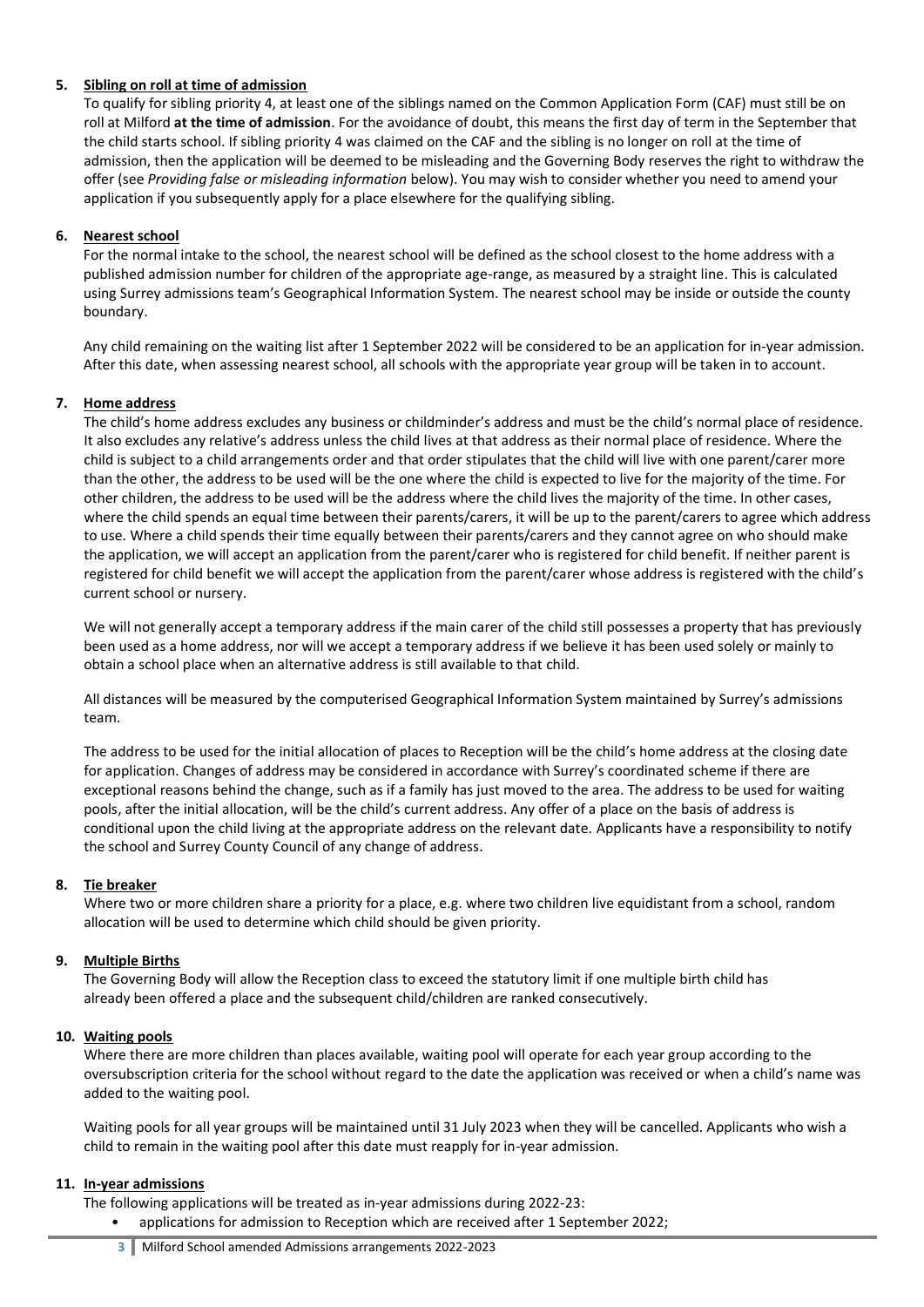5. **Sibling on roll at time of admission**

   To qualify for sibling priority 4, at least one of the siblings named on the Common Application Form (CAF) must still be on roll at Milford **at the time of admission**. For the avoidance of doubt, this means the first day of term in the September that the child starts school. If sibling priority 4 was claimed on the CAF and the sibling is no longer on roll at the time of admission, then the application will be deemed to be misleading and the Governing Body reserves the right to withdraw the offer (see *Providing false or misleading information* below). You may wish to consider whether you need to amend your application if you subsequently apply for a place elsewhere for the qualifying sibling.

6. **Nearest school**

   For the normal intake to the school, the nearest school will be defined as the school closest to the home address with a published admission number for children of the appropriate age-range, as measured by a straight line. This is calculated using Surrey admissions team's Geographical Information System. The nearest school may be inside or outside the county boundary.

   Any child remaining on the waiting list after 1 September 2022 will be considered to be an application for in-year admission. After this date, when assessing nearest school, all schools with the appropriate year group will be taken in to account.

7. **Home address**

   The child's home address excludes any business or childminder's address and must be the child's normal place of residence. It also excludes any relative's address unless the child lives at that address as their normal place of residence. Where the child is subject to a child arrangements order and that order stipulates that the child will live with one parent/carer more than the other, the address to be used will be the one where the child is expected to live for the majority of the time. For other children, the address to be used will be the address where the child lives the majority of the time. In other cases, where the child spends an equal time between their parents/carers, it will be up to the parent/carers to agree which address to use. Where a child spends their time equally between their parents/carers and they cannot agree on who should make the application, we will accept an application from the parent/carer who is registered for child benefit. If neither parent is registered for child benefit we will accept the application from the parent/carer whose address is registered with the child's current school or nursery.

   We will not generally accept a temporary address if the main carer of the child still possesses a property that has previously been used as a home address, nor will we accept a temporary address if we believe it has been used solely or mainly to obtain a school place when an alternative address is still available to that child.

   All distances will be measured by the computerised Geographical Information System maintained by Surrey's admissions team.

   The address to be used for the initial allocation of places to Reception will be the child's home address at the closing date for application. Changes of address may be considered in accordance with Surrey's coordinated scheme if there are exceptional reasons behind the change, such as if a family has just moved to the area. The address to be used for waiting pools, after the initial allocation, will be the child's current address. Any offer of a place on the basis of address is conditional upon the child living at the appropriate address on the relevant date. Applicants have a responsibility to notify the school and Surrey County Council of any change of address.

8. **Tie breaker**

   Where two or more children share a priority for a place, e.g. where two children live equidistant from a school, random allocation will be used to determine which child should be given priority.

9. **Multiple Births**

   The Governing Body will allow the Reception class to exceed the statutory limit if one multiple birth child has already been offered a place and the subsequent child/children are ranked consecutively.

10. **Waiting pools**

    Where there are more children than places available, waiting pool will operate for each year group according to the oversubscription criteria for the school without regard to the date the application was received or when a child's name was added to the waiting pool.

    Waiting pools for all year groups will be maintained until 31 July 2023 when they will be cancelled. Applicants who wish a child to remain in the waiting pool after this date must reapply for in-year admission.

11. **In-year admissions**

    The following applications will be treated as in-year admissions during 2022-23:

    - applications for admission to Reception which are received after 1 September 2022;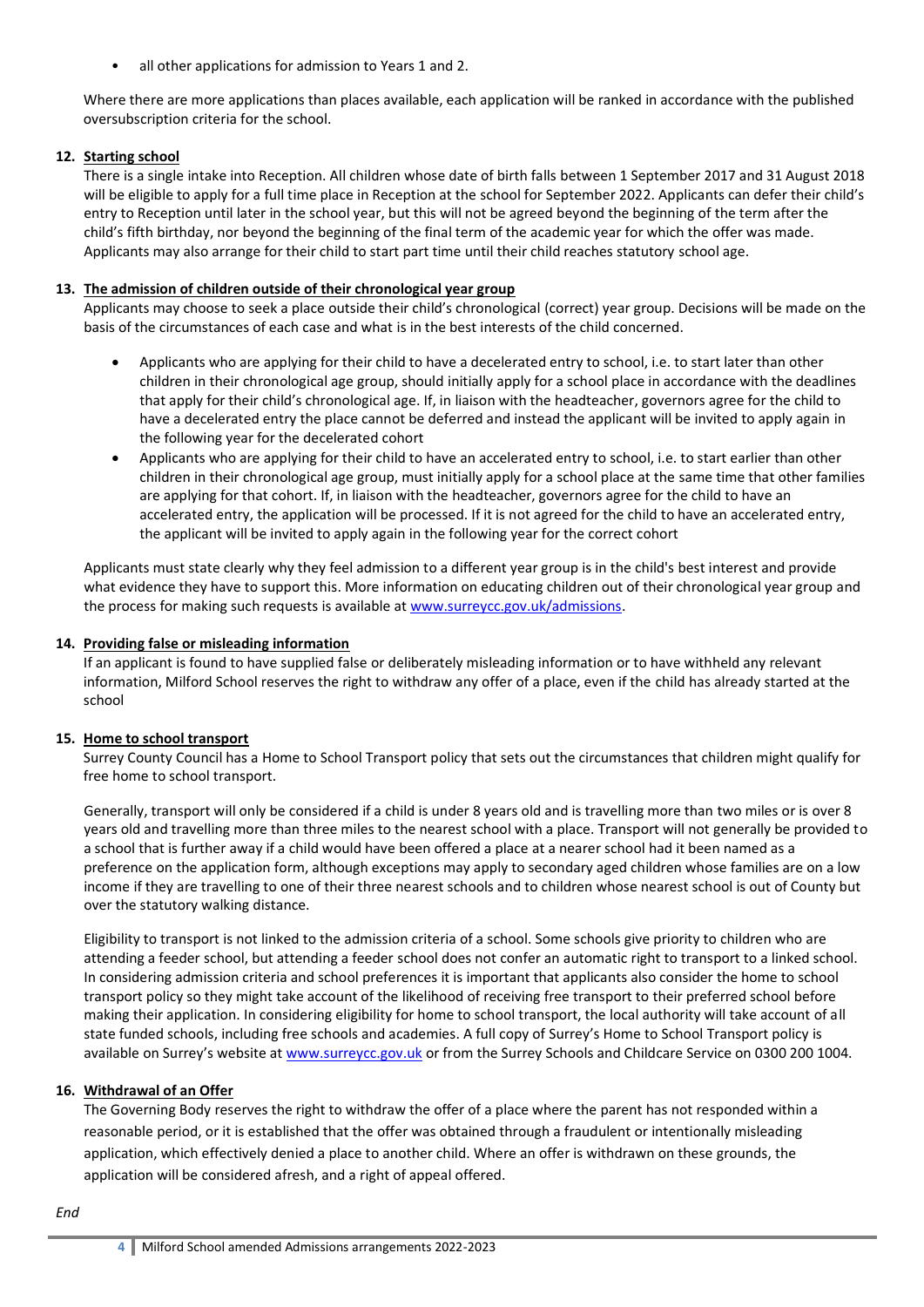- all other applications for admission to Years 1 and 2.

Where there are more applications than places available, each application will be ranked in accordance with the published oversubscription criteria for the school.

**12. Starting school**

There is a single intake into Reception. All children whose date of birth falls between 1 September 2017 and 31 August 2018 will be eligible to apply for a full time place in Reception at the school for September 2022. Applicants can defer their child's entry to Reception until later in the school year, but this will not be agreed beyond the beginning of the term after the child's fifth birthday, nor beyond the beginning of the final term of the academic year for which the offer was made. Applicants may also arrange for their child to start part time until their child reaches statutory school age.

**13. The admission of children outside of their chronological year group**

Applicants may choose to seek a place outside their child's chronological (correct) year group. Decisions will be made on the basis of the circumstances of each case and what is in the best interests of the child concerned.

- Applicants who are applying for their child to have a decelerated entry to school, i.e. to start later than other children in their chronological age group, should initially apply for a school place in accordance with the deadlines that apply for their child's chronological age. If, in liaison with the headteacher, governors agree for the child to have a decelerated entry the place cannot be deferred and instead the applicant will be invited to apply again in the following year for the decelerated cohort
- Applicants who are applying for their child to have an accelerated entry to school, i.e. to start earlier than other children in their chronological age group, must initially apply for a school place at the same time that other families are applying for that cohort. If, in liaison with the headteacher, governors agree for the child to have an accelerated entry, the application will be processed. If it is not agreed for the child to have an accelerated entry, the applicant will be invited to apply again in the following year for the correct cohort

Applicants must state clearly why they feel admission to a different year group is in the child's best interest and provide what evidence they have to support this. More information on educating children out of their chronological year group and the process for making such requests is available at www.surreycc.gov.uk/admissions.

**14. Providing false or misleading information**

If an applicant is found to have supplied false or deliberately misleading information or to have withheld any relevant information, Milford School reserves the right to withdraw any offer of a place, even if the child has already started at the school

**15. Home to school transport**

Surrey County Council has a Home to School Transport policy that sets out the circumstances that children might qualify for free home to school transport.

Generally, transport will only be considered if a child is under 8 years old and is travelling more than two miles or is over 8 years old and travelling more than three miles to the nearest school with a place. Transport will not generally be provided to a school that is further away if a child would have been offered a place at a nearer school had it been named as a preference on the application form, although exceptions may apply to secondary aged children whose families are on a low income if they are travelling to one of their three nearest schools and to children whose nearest school is out of County but over the statutory walking distance.

Eligibility to transport is not linked to the admission criteria of a school. Some schools give priority to children who are attending a feeder school, but attending a feeder school does not confer an automatic right to transport to a linked school. In considering admission criteria and school preferences it is important that applicants also consider the home to school transport policy so they might take account of the likelihood of receiving free transport to their preferred school before making their application. In considering eligibility for home to school transport, the local authority will take account of all state funded schools, including free schools and academies. A full copy of Surrey's Home to School Transport policy is available on Surrey's website at www.surreycc.gov.uk or from the Surrey Schools and Childcare Service on 0300 200 1004.

**16. Withdrawal of an Offer**

The Governing Body reserves the right to withdraw the offer of a place where the parent has not responded within a reasonable period, or it is established that the offer was obtained through a fraudulent or intentionally misleading application, which effectively denied a place to another child. Where an offer is withdrawn on these grounds, the application will be considered afresh, and a right of appeal offered.

*End*